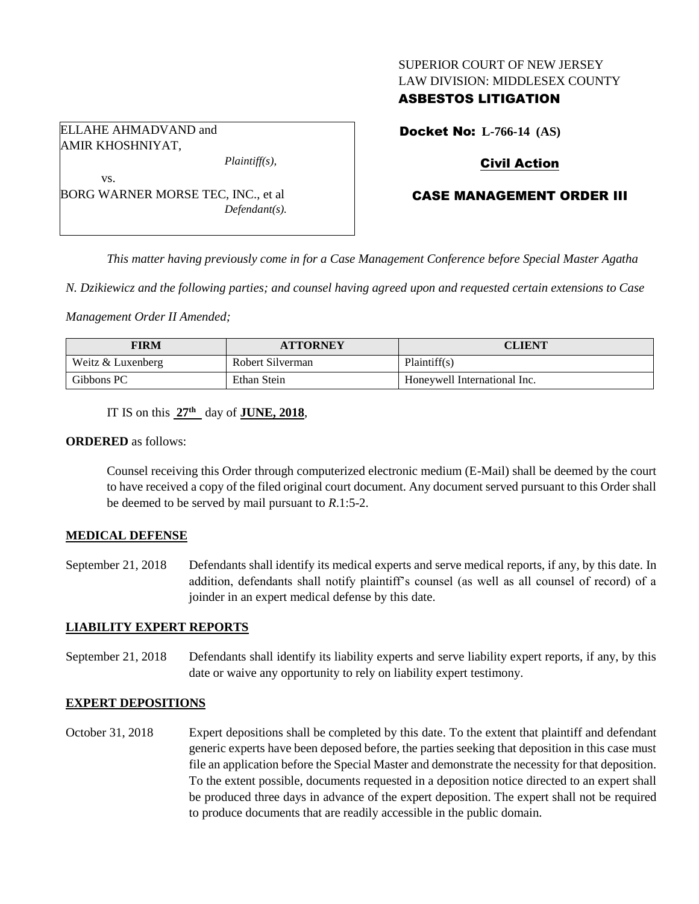SUPERIOR COURT OF NEW JERSEY
LAW DIVISION: MIDDLESEX COUNTY
**ASBESTOS LITIGATION**

ELLAHE AHMADVAND and AMIR KHOSHNIYAT,
*Plaintiff(s),*

vs.

BORG WARNER MORSE TEC, INC., et al
*Defendant(s).*

**Docket No: L-766-14 (AS)**

**Civil Action**

**CASE MANAGEMENT ORDER III**

*This matter having previously come in for a Case Management Conference before Special Master Agatha N. Dzikiewicz and the following parties; and counsel having agreed upon and requested certain extensions to Case Management Order II Amended;*

| FIRM | ATTORNEY | CLIENT |
|---|---|---|
| Weitz & Luxenberg | Robert Silverman | Plaintiff(s) |
| Gibbons PC | Ethan Stein | Honeywell International Inc. |

IT IS on this **27th** day of **JUNE, 2018**,

**ORDERED** as follows:

Counsel receiving this Order through computerized electronic medium (E-Mail) shall be deemed by the court to have received a copy of the filed original court document. Any document served pursuant to this Order shall be deemed to be served by mail pursuant to *R.*1:5-2.

**MEDICAL DEFENSE**

September 21, 2018 — Defendants shall identify its medical experts and serve medical reports, if any, by this date. In addition, defendants shall notify plaintiff's counsel (as well as all counsel of record) of a joinder in an expert medical defense by this date.

**LIABILITY EXPERT REPORTS**

September 21, 2018 — Defendants shall identify its liability experts and serve liability expert reports, if any, by this date or waive any opportunity to rely on liability expert testimony.

**EXPERT DEPOSITIONS**

October 31, 2018 — Expert depositions shall be completed by this date. To the extent that plaintiff and defendant generic experts have been deposed before, the parties seeking that deposition in this case must file an application before the Special Master and demonstrate the necessity for that deposition. To the extent possible, documents requested in a deposition notice directed to an expert shall be produced three days in advance of the expert deposition. The expert shall not be required to produce documents that are readily accessible in the public domain.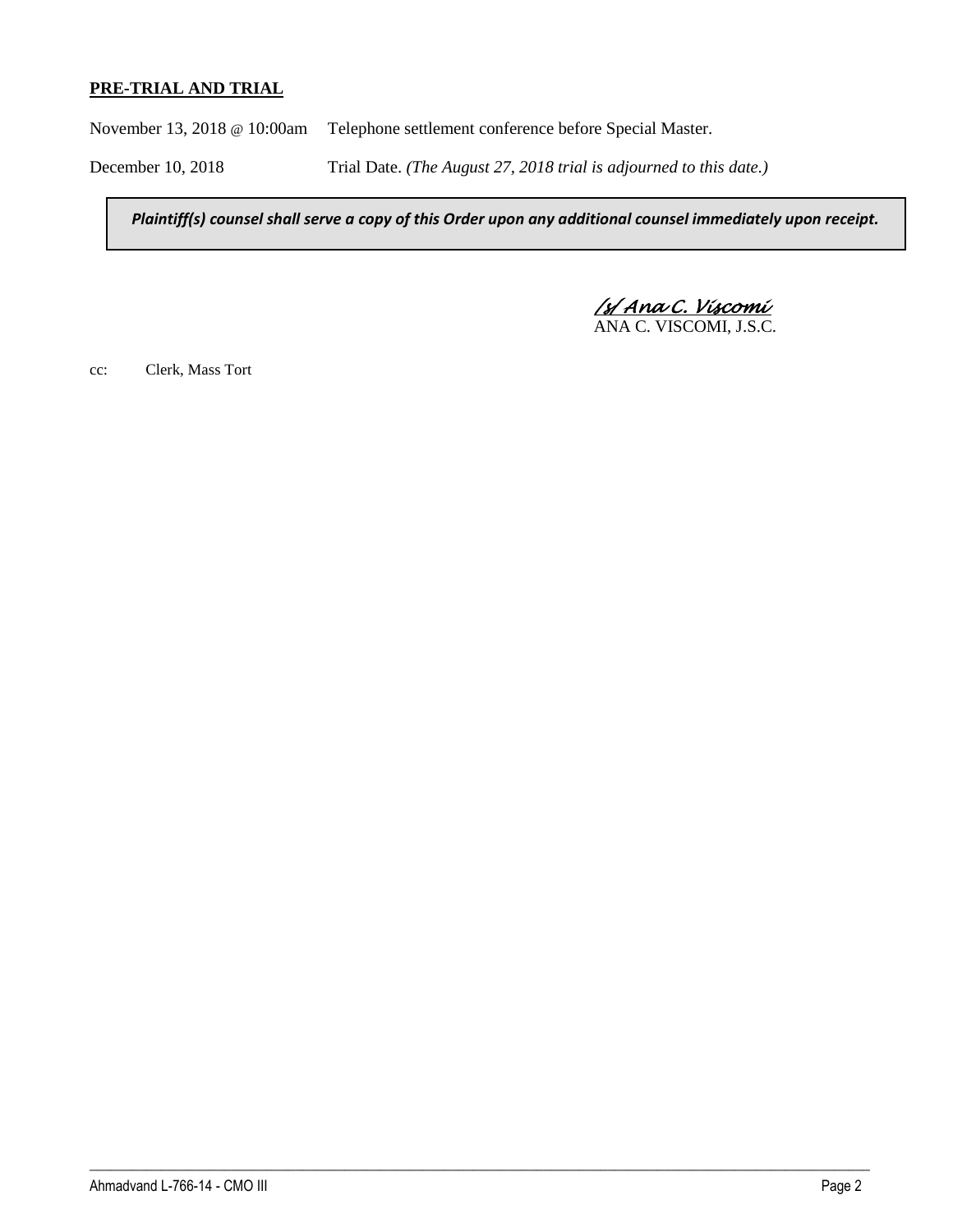**PRE-TRIAL AND TRIAL**

| | |
|---|---|
| November 13, 2018 @ 10:00am | Telephone settlement conference before Special Master. |
| December 10, 2018 | Trial Date. *(The August 27, 2018 trial is adjourned to this date.)* |

***Plaintiff(s) counsel shall serve a copy of this Order upon any additional counsel immediately upon receipt.***

*/s/ Ana C. Viscomi*
ANA C. VISCOMI, J.S.C.

cc: Clerk, Mass Tort